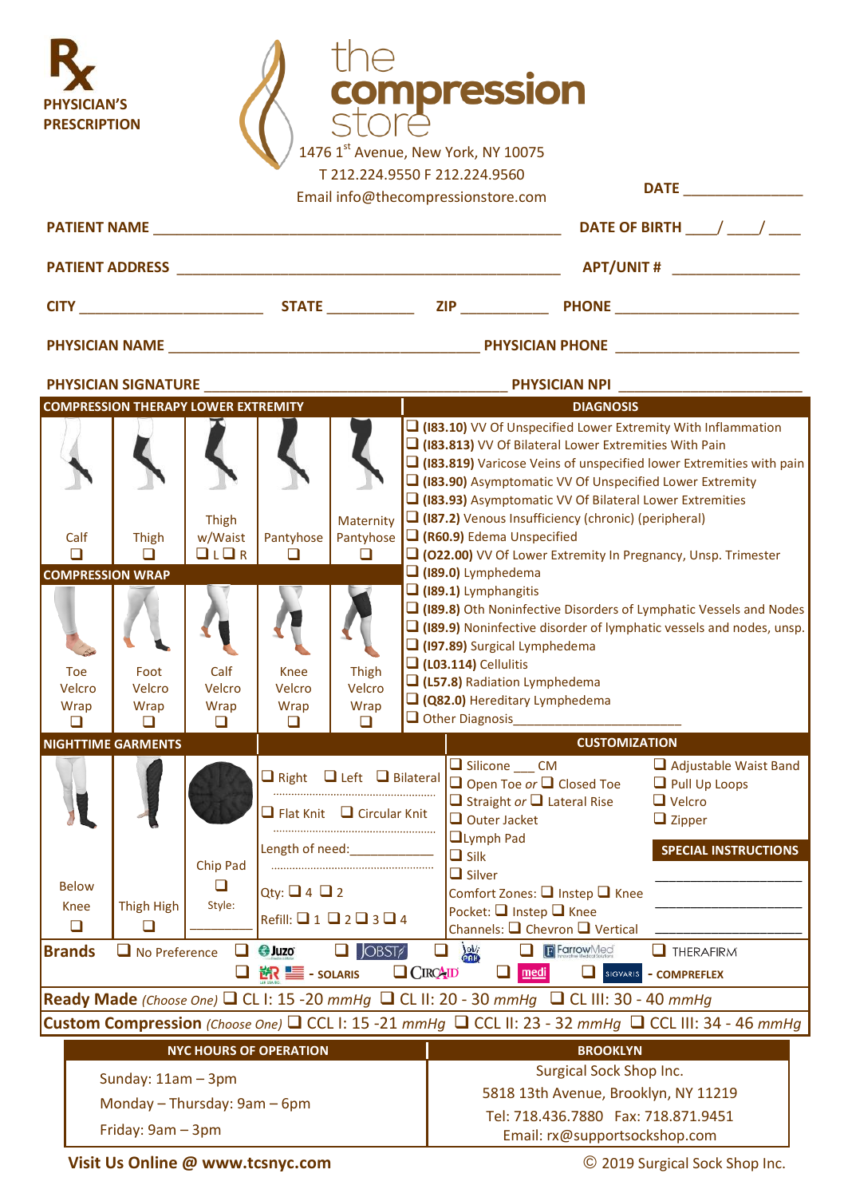# ℞ PHYSICIAN'S PRESCRIPTION

**the compression store**

1476 1st Avenue, New York, NY 10075
T 212.224.9550 F 212.224.9560
Email info@thecompressionstore.com

**DATE** _______________

**PATIENT NAME** ______________________________________________ **DATE OF BIRTH** ____/ ____/ ____

**PATIENT ADDRESS** ______________________________________________ **APT/UNIT #** _______________

**CITY** ______________________ **STATE** ___________ **ZIP** ___________ **PHONE** ______________________

**PHYSICIAN NAME** ______________________________________ **PHYSICIAN PHONE** ______________________

**PHYSICIAN SIGNATURE** ______________________________________ **PHYSICIAN NPI** ______________________

## COMPRESSION THERAPY LOWER EXTREMITY

| Calf | Thigh | Thigh w/Waist | Pantyhose | Maternity Pantyhose |
|---|---|---|---|---|
| ❑ | ❑ | ❑ L ❑ R | ❑ | ❑ |

## COMPRESSION WRAP

| Toe Velcro Wrap | Foot Velcro Wrap | Calf Velcro Wrap | Knee Velcro Wrap | Thigh Velcro Wrap |
|---|---|---|---|---|
| ❑ | ❑ | ❑ | ❑ | ❑ |

## DIAGNOSIS

- ❑ **(I83.10)** VV Of Unspecified Lower Extremity With Inflammation
- ❑ **(I83.813)** VV Of Bilateral Lower Extremities With Pain
- ❑ **(I83.819)** Varicose Veins of unspecified lower Extremities with pain
- ❑ **(I83.90)** Asymptomatic VV Of Unspecified Lower Extremity
- ❑ **(I83.93)** Asymptomatic VV Of Bilateral Lower Extremities
- ❑ **(I87.2)** Venous Insufficiency (chronic) (peripheral)
- ❑ **(R60.9)** Edema Unspecified
- ❑ **(O22.00)** VV Of Lower Extremity In Pregnancy, Unsp. Trimester
- ❑ **(I89.0)** Lymphedema
- ❑ **(I89.1)** Lymphangitis
- ❑ **(I89.8)** Oth Noninfective Disorders of Lymphatic Vessels and Nodes
- ❑ **(I89.9)** Noninfective disorder of lymphatic vessels and nodes, unsp.
- ❑ **(I97.89)** Surgical Lymphedema
- ❑ **(L03.114)** Cellulitis
- ❑ **(L57.8)** Radiation Lymphedema
- ❑ **(Q82.0)** Hereditary Lymphedema
- ❑ Other Diagnosis_______________________

## NIGHTTIME GARMENTS

| Below Knee | Thigh High | Chip Pad |
|---|---|---|
| ❑ | ❑ | ❑ Style: ________ |

❑ Right ❑ Left ❑ Bilateral

❑ Flat Knit ❑ Circular Knit

Length of need:____________

Qty: ❑ 4 ❑ 2

Refill: ❑ 1 ❑ 2 ❑ 3 ❑ 4

## CUSTOMIZATION

- ❑ Silicone ___ CM
- ❑ Open Toe *or* ❑ Closed Toe
- ❑ Straight *or* ❑ Lateral Rise
- ❑ Outer Jacket
- ❑ Lymph Pad
- ❑ Silk
- ❑ Silver
- Comfort Zones: ❑ Instep ❑ Knee
- Pocket: ❑ Instep ❑ Knee
- Channels: ❑ Chevron ❑ Vertical
- ❑ Adjustable Waist Band
- ❑ Pull Up Loops
- ❑ Velcro
- ❑ Zipper

## SPECIAL INSTRUCTIONS

______________________

______________________

______________________

**Brands** ❑ No Preference ❑ Juzo ❑ JOBST ❑ Solidea ❑ FarrowMed ❑ THERAFIRM ❑ LR - SOLARIS ❑ CIRCAID ❑ medi ❑ SIGVARIS - COMPREFLEX

**Ready Made** *(Choose One)* ❑ CL I: 15 -20 *mmHg* ❑ CL II: 20 - 30 *mmHg* ❑ CL III: 30 - 40 *mmHg*

**Custom Compression** *(Choose One)* ❑ CCL I: 15 -21 *mmHg* ❑ CCL II: 23 - 32 *mmHg* ❑ CCL III: 34 - 46 *mmHg*

| NYC HOURS OF OPERATION | BROOKLYN |
|---|---|
| Sunday: 11am – 3pm | Surgical Sock Shop Inc. |
| Monday – Thursday: 9am – 6pm | 5818 13th Avenue, Brooklyn, NY 11219 |
| Friday: 9am – 3pm | Tel: 718.436.7880 Fax: 718.871.9451 |
| | Email: rx@supportsockshop.com |

**Visit Us Online @ www.tcsnyc.com**

© 2019 Surgical Sock Shop Inc.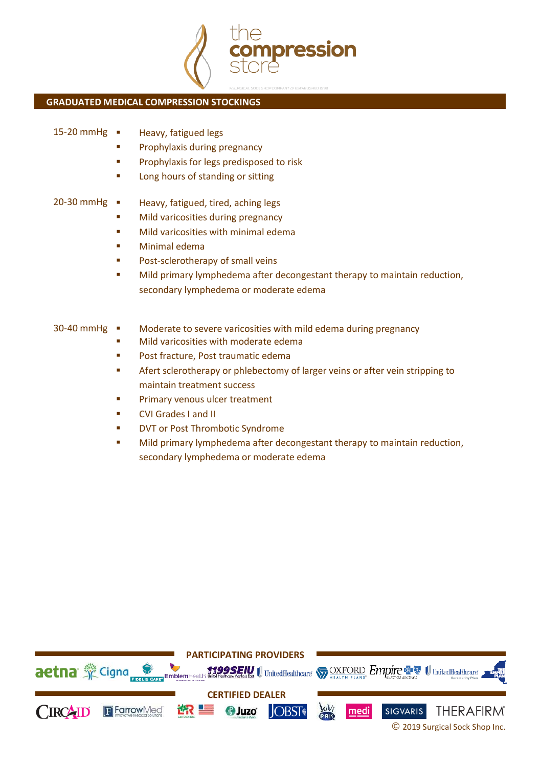# the compression store

A SURGICAL SOCK SHOP COMPANY // ESTABLISHED 1998

## GRADUATED MEDICAL COMPRESSION STOCKINGS

**15-20 mmHg**

- Heavy, fatigued legs
- Prophylaxis during pregnancy
- Prophylaxis for legs predisposed to risk
- Long hours of standing or sitting

**20-30 mmHg**

- Heavy, fatigued, tired, aching legs
- Mild varicosities during pregnancy
- Mild varicosities with minimal edema
- Minimal edema
- Post-sclerotherapy of small veins
- Mild primary lymphedema after decongestant therapy to maintain reduction, secondary lymphedema or moderate edema

**30-40 mmHg**

- Moderate to severe varicosities with mild edema during pregnancy
- Mild varicosities with moderate edema
- Post fracture, Post traumatic edema
- Afert sclerotherapy or phlebectomy of larger veins or after vein stripping to maintain treatment success
- Primary venous ulcer treatment
- CVI Grades I and II
- DVT or Post Thrombotic Syndrome
- Mild primary lymphedema after decongestant therapy to maintain reduction, secondary lymphedema or moderate edema

## PARTICIPATING PROVIDERS

aetna · Cigna · Fidelis Care · EmblemHealth · 1199SEIU · UnitedHealthcare · Oxford Health Plans · Empire · UnitedHealthcare Community Plan · The Empire Plan

## CERTIFIED DEALER

CircAid · FarrowMed · LaRusa Inc. · Juzo · JOBST · JoViPak · medi · SIGVARIS · THERAFIRM

© 2019 Surgical Sock Shop Inc.